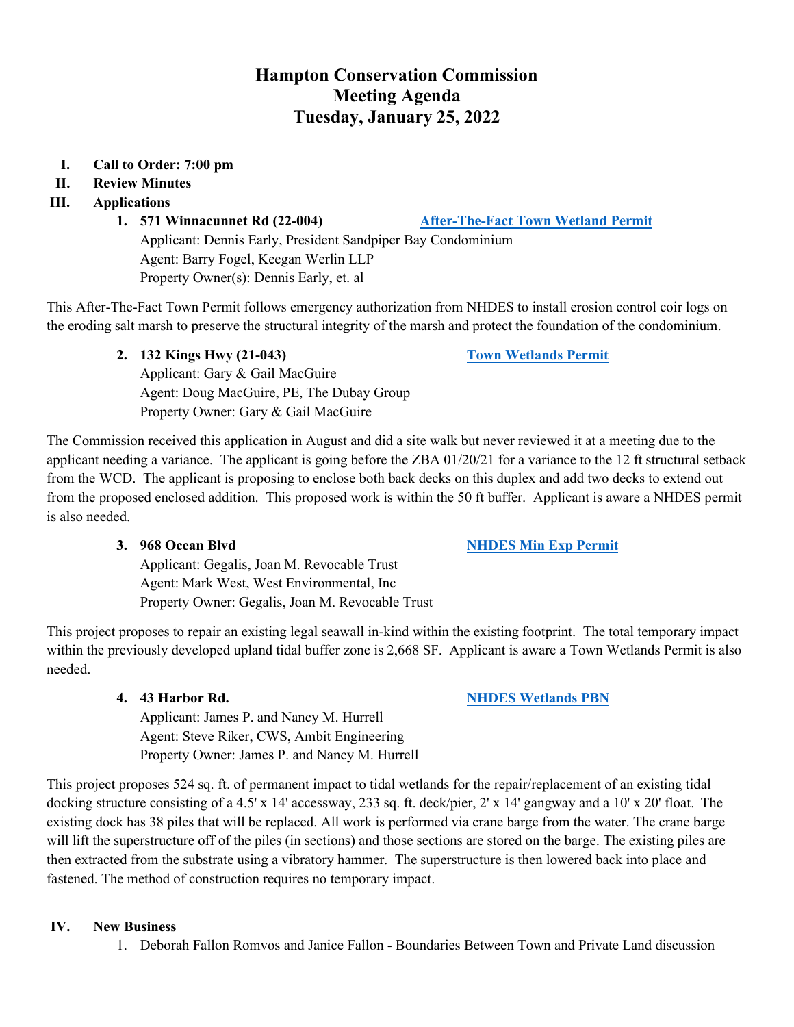# Hampton Conservation Commission
# Meeting Agenda
# Tuesday, January 25, 2022

**I. Call to Order: 7:00 pm**

**II. Review Minutes**

**III. Applications**

**1. 571 Winnacunnet Rd (22-004)** [After-The-Fact Town Wetland Permit]

Applicant: Dennis Early, President Sandpiper Bay Condominium
Agent: Barry Fogel, Keegan Werlin LLP
Property Owner(s): Dennis Early, et. al

This After-The-Fact Town Permit follows emergency authorization from NHDES to install erosion control coir logs on the eroding salt marsh to preserve the structural integrity of the marsh and protect the foundation of the condominium.

**2. 132 Kings Hwy (21-043)** [Town Wetlands Permit]

Applicant: Gary & Gail MacGuire
Agent: Doug MacGuire, PE, The Dubay Group
Property Owner: Gary & Gail MacGuire

The Commission received this application in August and did a site walk but never reviewed it at a meeting due to the applicant needing a variance. The applicant is going before the ZBA 01/20/21 for a variance to the 12 ft structural setback from the WCD. The applicant is proposing to enclose both back decks on this duplex and add two decks to extend out from the proposed enclosed addition. This proposed work is within the 50 ft buffer. Applicant is aware a NHDES permit is also needed.

**3. 968 Ocean Blvd** [NHDES Min Exp Permit]

Applicant: Gegalis, Joan M. Revocable Trust
Agent: Mark West, West Environmental, Inc
Property Owner: Gegalis, Joan M. Revocable Trust

This project proposes to repair an existing legal seawall in-kind within the existing footprint. The total temporary impact within the previously developed upland tidal buffer zone is 2,668 SF. Applicant is aware a Town Wetlands Permit is also needed.

**4. 43 Harbor Rd.** [NHDES Wetlands PBN]

Applicant: James P. and Nancy M. Hurrell
Agent: Steve Riker, CWS, Ambit Engineering
Property Owner: James P. and Nancy M. Hurrell

This project proposes 524 sq. ft. of permanent impact to tidal wetlands for the repair/replacement of an existing tidal docking structure consisting of a 4.5' x 14' accessway, 233 sq. ft. deck/pier, 2' x 14' gangway and a 10' x 20' float. The existing dock has 38 piles that will be replaced. All work is performed via crane barge from the water. The crane barge will lift the superstructure off of the piles (in sections) and those sections are stored on the barge. The existing piles are then extracted from the substrate using a vibratory hammer. The superstructure is then lowered back into place and fastened. The method of construction requires no temporary impact.

**IV. New Business**

1. Deborah Fallon Romvos and Janice Fallon - Boundaries Between Town and Private Land discussion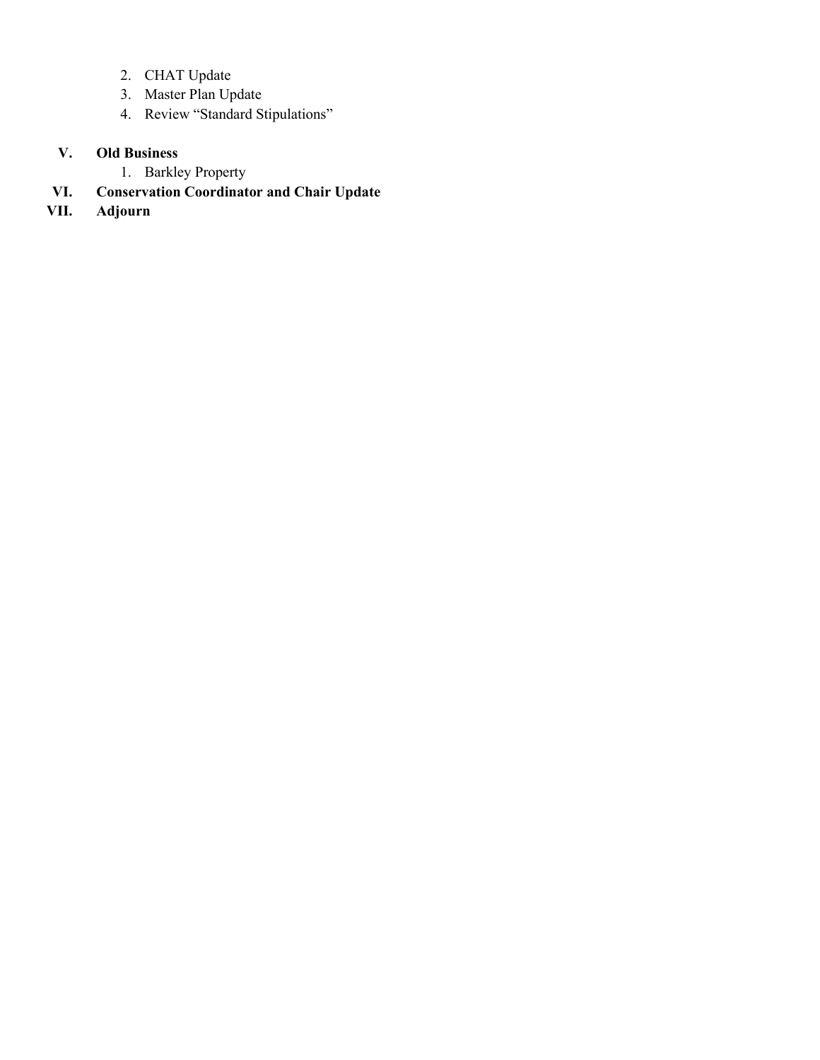2. CHAT Update
3. Master Plan Update
4. Review “Standard Stipulations”

**V. Old Business**

1. Barkley Property

**VI. Conservation Coordinator and Chair Update**

**VII. Adjourn**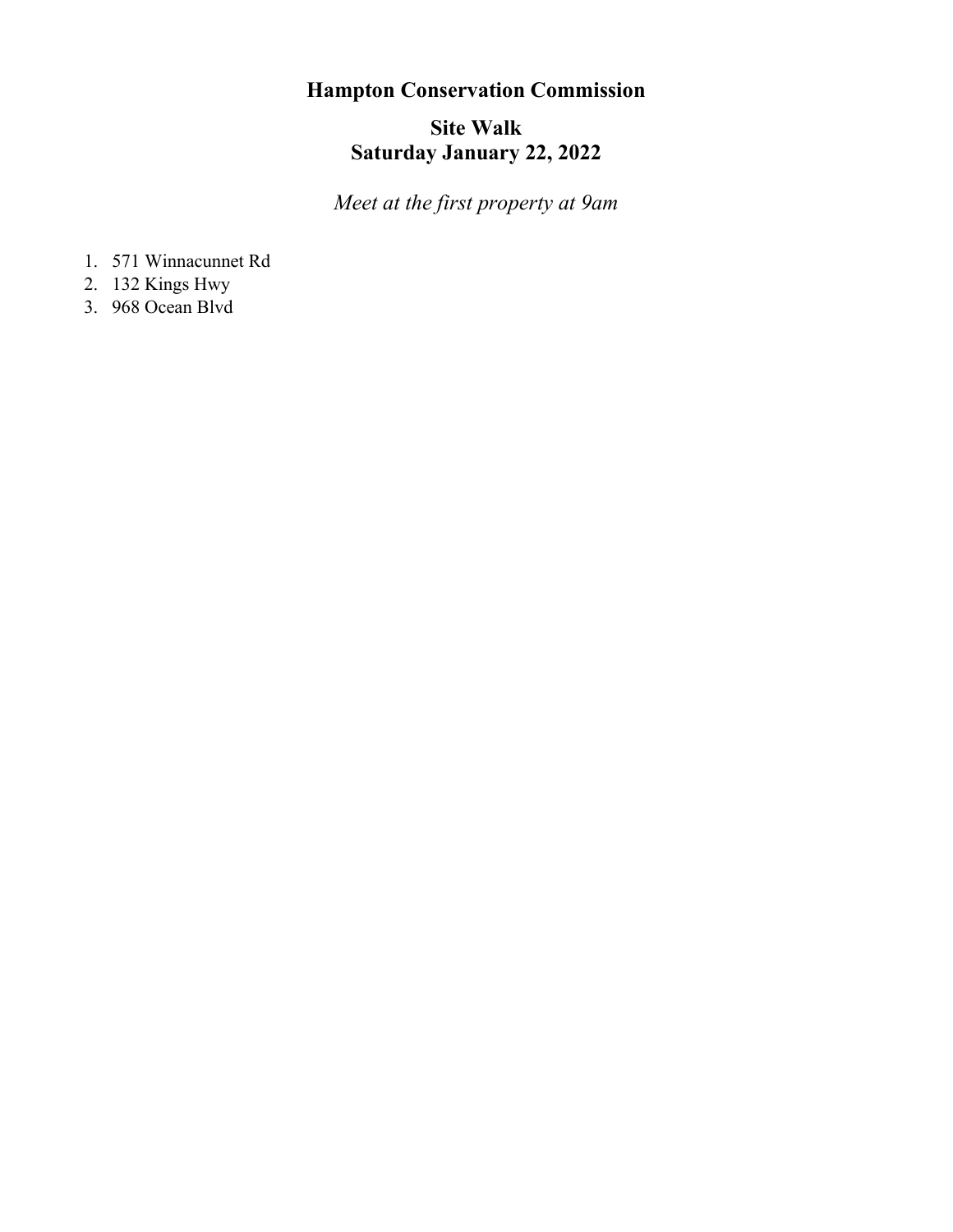# Hampton Conservation Commission

## Site Walk
## Saturday January 22, 2022

*Meet at the first property at 9am*

1. 571 Winnacunnet Rd
2. 132 Kings Hwy
3. 968 Ocean Blvd